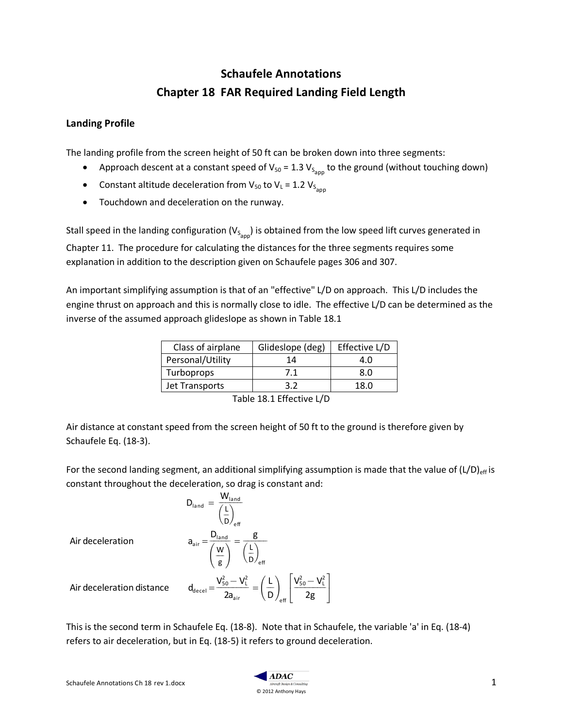# Schaufele Annotations

# Chapter 18 FAR Required Landing Field Length

## Landing Profile

The landing profile from the screen height of 50 ft can be broken down into three segments:

- Approach descent at a constant speed of $V_{50} = 1.3\ V_{S_{app}}$ to the ground (without touching down)
- Constant altitude deceleration from $V_{50}$ to $V_L = 1.2\ V_{S_{app}}$
- Touchdown and deceleration on the runway.

Stall speed in the landing configuration ($V_{S_{app}}$) is obtained from the low speed lift curves generated in Chapter 11. The procedure for calculating the distances for the three segments requires some explanation in addition to the description given on Schaufele pages 306 and 307.

An important simplifying assumption is that of an "effective" L/D on approach. This L/D includes the engine thrust on approach and this is normally close to idle. The effective L/D can be determined as the inverse of the assumed approach glideslope as shown in Table 18.1

| Class of airplane | Glideslope (deg) | Effective L/D |
|---|---|---|
| Personal/Utility | 14 | 4.0 |
| Turboprops | 7.1 | 8.0 |
| Jet Transports | 3.2 | 18.0 |

Table 18.1 Effective L/D

Air distance at constant speed from the screen height of 50 ft to the ground is therefore given by Schaufele Eq. (18-3).

For the second landing segment, an additional simplifying assumption is made that the value of $(L/D)_{eff}$ is constant throughout the deceleration, so drag is constant and:

$$D_{land} = \frac{W_{land}}{\left(\frac{L}{D}\right)_{eff}}$$

Air deceleration

$$a_{air} = \frac{D_{land}}{\left(\frac{W}{g}\right)} = \frac{g}{\left(\frac{L}{D}\right)_{eff}}$$

Air deceleration distance

$$d_{decel} = \frac{V_{50}^2 - V_L^2}{2a_{air}} = \left(\frac{L}{D}\right)_{eff}\left[\frac{V_{50}^2 - V_L^2}{2g}\right]$$

This is the second term in Schaufele Eq. (18-8). Note that in Schaufele, the variable 'a' in Eq. (18-4) refers to air deceleration, but in Eq. (18-5) it refers to ground deceleration.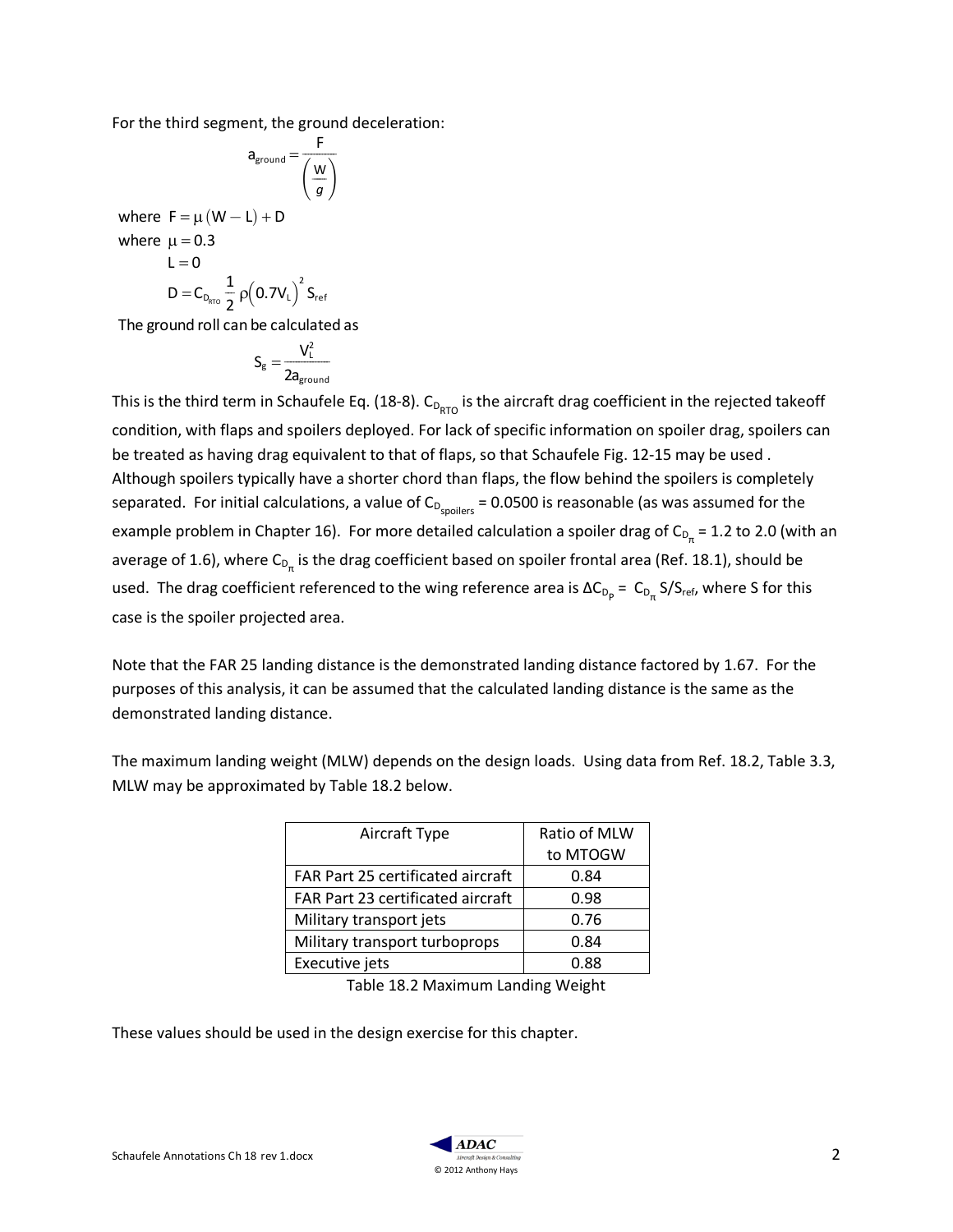For the third segment, the ground deceleration:

$$a_{ground} = \frac{F}{\left(\frac{W}{g}\right)}$$

where $F = \mu(W - L) + D$

where $\mu = 0.3$

$L = 0$

$$D = C_{D_{RTO}} \frac{1}{2} \rho \left(0.7V_L\right)^2 S_{ref}$$

The ground roll can be calculated as

$$S_g = \frac{V_L^2}{2a_{ground}}$$

This is the third term in Schaufele Eq. (18-8). $C_{D_{RTO}}$ is the aircraft drag coefficient in the rejected takeoff condition, with flaps and spoilers deployed. For lack of specific information on spoiler drag, spoilers can be treated as having drag equivalent to that of flaps, so that Schaufele Fig. 12-15 may be used . Although spoilers typically have a shorter chord than flaps, the flow behind the spoilers is completely separated. For initial calculations, a value of $C_{D_{spoilers}}$ = 0.0500 is reasonable (as was assumed for the example problem in Chapter 16). For more detailed calculation a spoiler drag of $C_{D_\pi}$ = 1.2 to 2.0 (with an average of 1.6), where $C_{D_\pi}$ is the drag coefficient based on spoiler frontal area (Ref. 18.1), should be used. The drag coefficient referenced to the wing reference area is $\Delta C_{D_p} = C_{D_\pi} S/S_{ref}$, where S for this case is the spoiler projected area.

Note that the FAR 25 landing distance is the demonstrated landing distance factored by 1.67. For the purposes of this analysis, it can be assumed that the calculated landing distance is the same as the demonstrated landing distance.

The maximum landing weight (MLW) depends on the design loads. Using data from Ref. 18.2, Table 3.3, MLW may be approximated by Table 18.2 below.

| Aircraft Type | Ratio of MLW to MTOGW |
|---|---|
| FAR Part 25 certificated aircraft | 0.84 |
| FAR Part 23 certificated aircraft | 0.98 |
| Military transport jets | 0.76 |
| Military transport turboprops | 0.84 |
| Executive jets | 0.88 |

Table 18.2 Maximum Landing Weight

These values should be used in the design exercise for this chapter.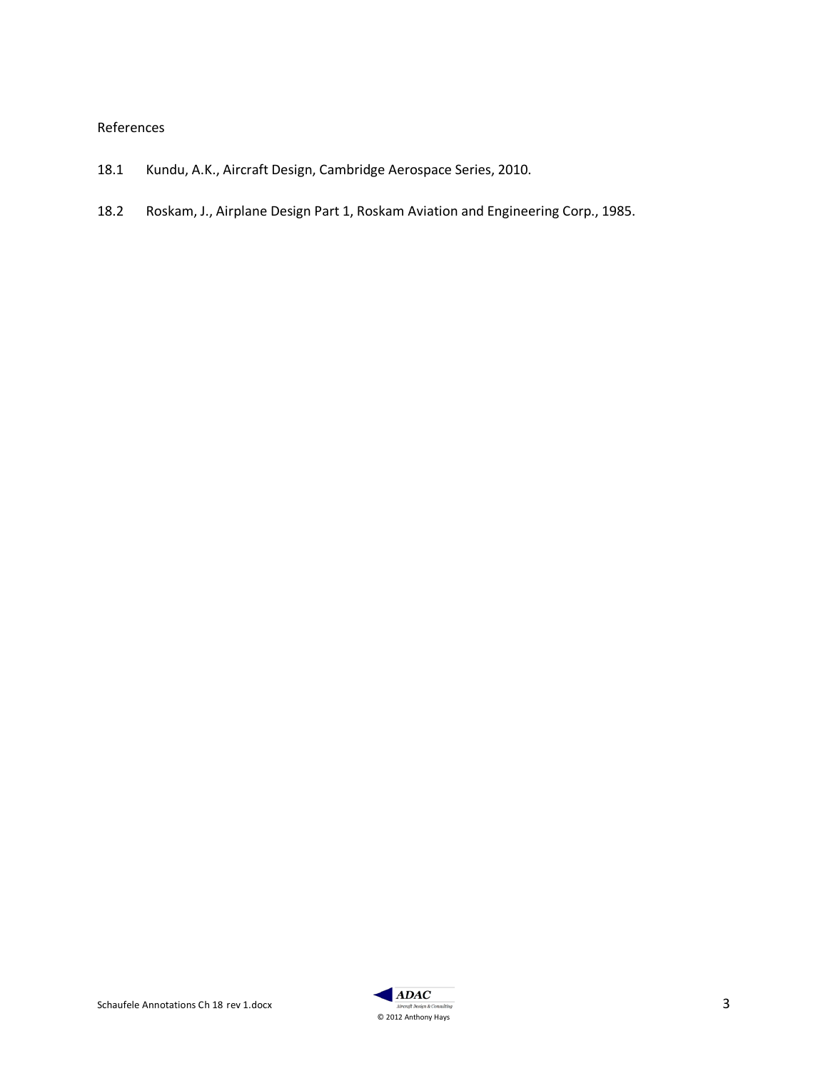## References

18.1 Kundu, A.K., Aircraft Design, Cambridge Aerospace Series, 2010.

18.2 Roskam, J., Airplane Design Part 1, Roskam Aviation and Engineering Corp., 1985.